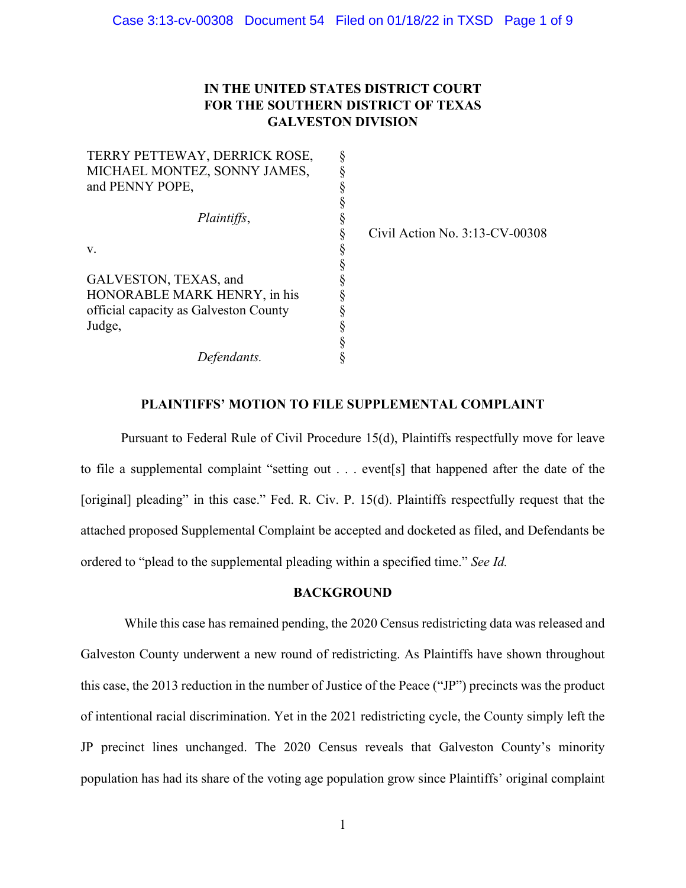**IN THE UNITED STATES DISTRICT COURT**
**FOR THE SOUTHERN DISTRICT OF TEXAS**
**GALVESTON DIVISION**

| | | |
|---|---|---|
| TERRY PETTEWAY, DERRICK ROSE, MICHAEL MONTEZ, SONNY JAMES, and PENNY POPE, | § | |
| *Plaintiffs*, | § | Civil Action No. 3:13-CV-00308 |
| v. | § | |
| GALVESTON, TEXAS, and HONORABLE MARK HENRY, in his official capacity as Galveston County Judge, | § | |
| *Defendants.* | § | |

## PLAINTIFFS' MOTION TO FILE SUPPLEMENTAL COMPLAINT

Pursuant to Federal Rule of Civil Procedure 15(d), Plaintiffs respectfully move for leave to file a supplemental complaint "setting out . . . event[s] that happened after the date of the [original] pleading" in this case." Fed. R. Civ. P. 15(d). Plaintiffs respectfully request that the attached proposed Supplemental Complaint be accepted and docketed as filed, and Defendants be ordered to "plead to the supplemental pleading within a specified time." *See Id.*

## BACKGROUND

While this case has remained pending, the 2020 Census redistricting data was released and Galveston County underwent a new round of redistricting. As Plaintiffs have shown throughout this case, the 2013 reduction in the number of Justice of the Peace ("JP") precincts was the product of intentional racial discrimination. Yet in the 2021 redistricting cycle, the County simply left the JP precinct lines unchanged. The 2020 Census reveals that Galveston County's minority population has had its share of the voting age population grow since Plaintiffs' original complaint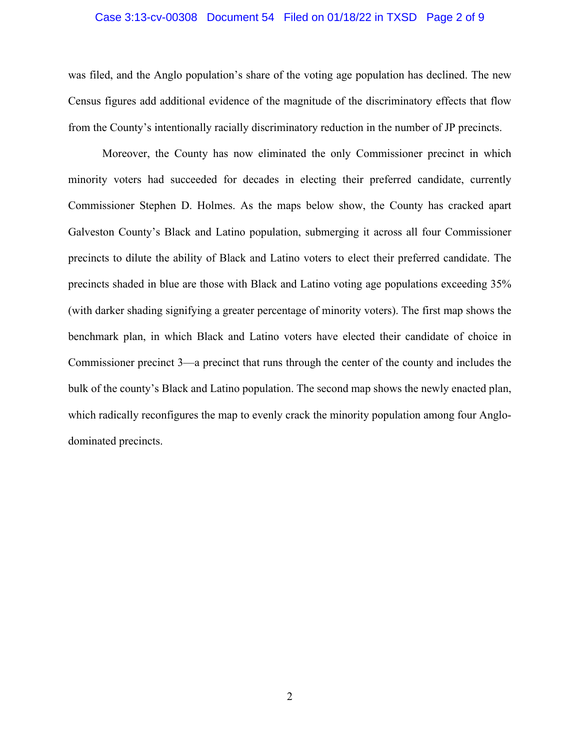was filed, and the Anglo population's share of the voting age population has declined. The new Census figures add additional evidence of the magnitude of the discriminatory effects that flow from the County's intentionally racially discriminatory reduction in the number of JP precincts.

Moreover, the County has now eliminated the only Commissioner precinct in which minority voters had succeeded for decades in electing their preferred candidate, currently Commissioner Stephen D. Holmes. As the maps below show, the County has cracked apart Galveston County's Black and Latino population, submerging it across all four Commissioner precincts to dilute the ability of Black and Latino voters to elect their preferred candidate. The precincts shaded in blue are those with Black and Latino voting age populations exceeding 35% (with darker shading signifying a greater percentage of minority voters). The first map shows the benchmark plan, in which Black and Latino voters have elected their candidate of choice in Commissioner precinct 3—a precinct that runs through the center of the county and includes the bulk of the county's Black and Latino population. The second map shows the newly enacted plan, which radically reconfigures the map to evenly crack the minority population among four Anglo-dominated precincts.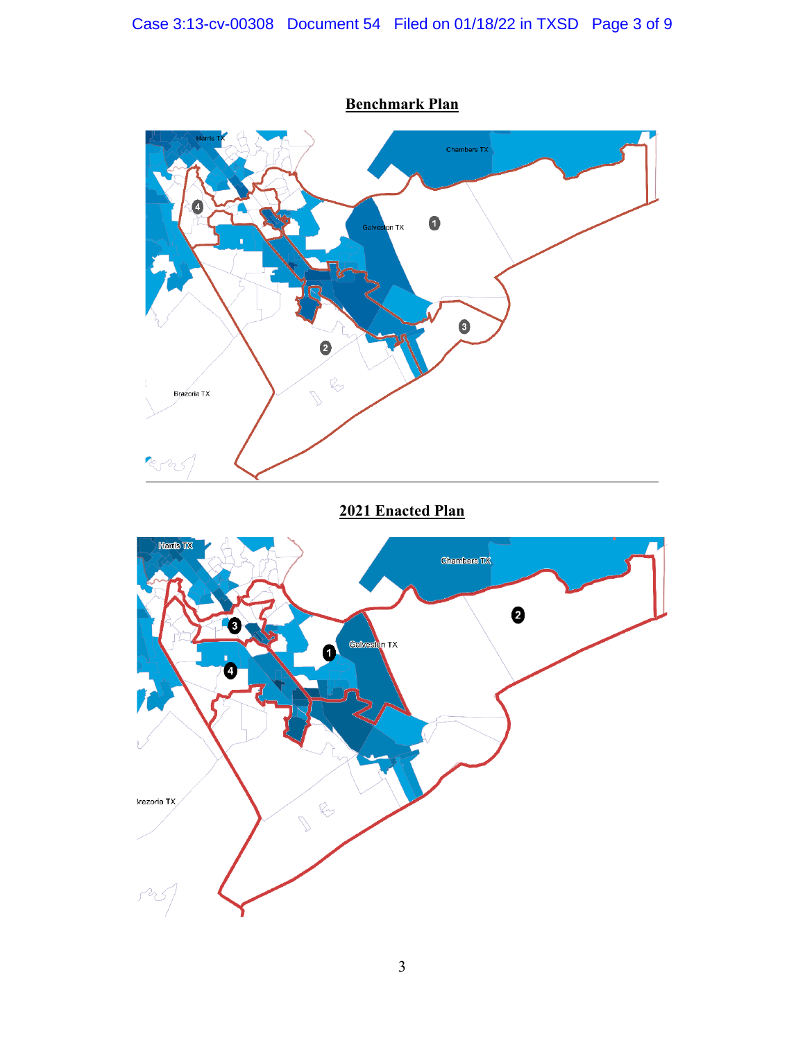**Benchmark Plan**

**2021 Enacted Plan**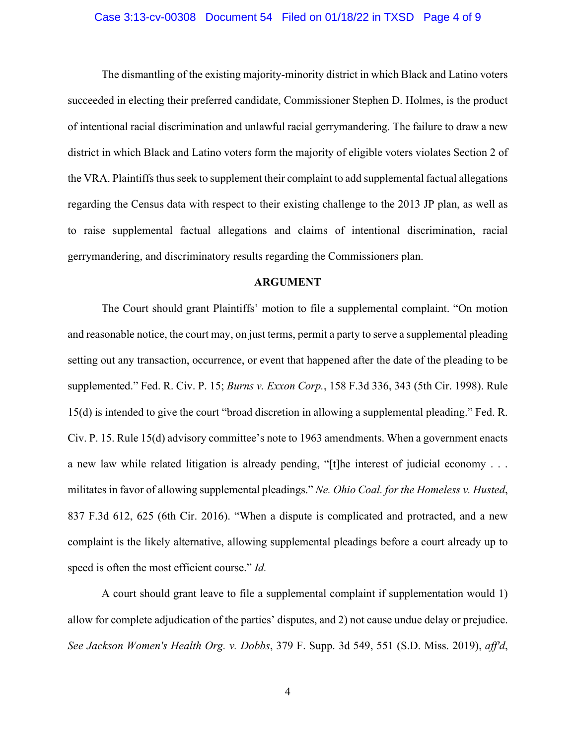The dismantling of the existing majority-minority district in which Black and Latino voters succeeded in electing their preferred candidate, Commissioner Stephen D. Holmes, is the product of intentional racial discrimination and unlawful racial gerrymandering. The failure to draw a new district in which Black and Latino voters form the majority of eligible voters violates Section 2 of the VRA. Plaintiffs thus seek to supplement their complaint to add supplemental factual allegations regarding the Census data with respect to their existing challenge to the 2013 JP plan, as well as to raise supplemental factual allegations and claims of intentional discrimination, racial gerrymandering, and discriminatory results regarding the Commissioners plan.

## ARGUMENT

The Court should grant Plaintiffs' motion to file a supplemental complaint. "On motion and reasonable notice, the court may, on just terms, permit a party to serve a supplemental pleading setting out any transaction, occurrence, or event that happened after the date of the pleading to be supplemented." Fed. R. Civ. P. 15; *Burns v. Exxon Corp.*, 158 F.3d 336, 343 (5th Cir. 1998). Rule 15(d) is intended to give the court "broad discretion in allowing a supplemental pleading." Fed. R. Civ. P. 15. Rule 15(d) advisory committee's note to 1963 amendments. When a government enacts a new law while related litigation is already pending, "[t]he interest of judicial economy . . . militates in favor of allowing supplemental pleadings." *Ne. Ohio Coal. for the Homeless v. Husted*, 837 F.3d 612, 625 (6th Cir. 2016). "When a dispute is complicated and protracted, and a new complaint is the likely alternative, allowing supplemental pleadings before a court already up to speed is often the most efficient course." *Id.*

A court should grant leave to file a supplemental complaint if supplementation would 1) allow for complete adjudication of the parties' disputes, and 2) not cause undue delay or prejudice. *See Jackson Women's Health Org. v. Dobbs*, 379 F. Supp. 3d 549, 551 (S.D. Miss. 2019), *aff'd*,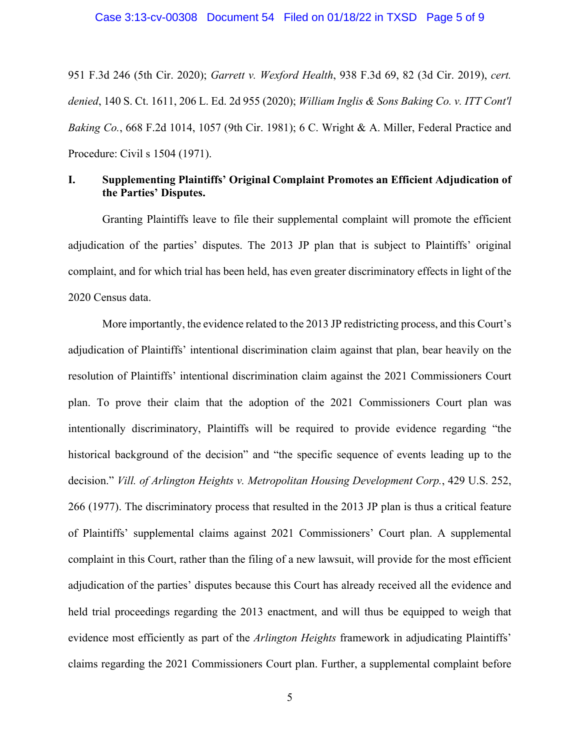951 F.3d 246 (5th Cir. 2020); *Garrett v. Wexford Health*, 938 F.3d 69, 82 (3d Cir. 2019), *cert. denied*, 140 S. Ct. 1611, 206 L. Ed. 2d 955 (2020); *William Inglis & Sons Baking Co. v. ITT Cont'l Baking Co.*, 668 F.2d 1014, 1057 (9th Cir. 1981); 6 C. Wright & A. Miller, Federal Practice and Procedure: Civil s 1504 (1971).

## I. Supplementing Plaintiffs' Original Complaint Promotes an Efficient Adjudication of the Parties' Disputes.

Granting Plaintiffs leave to file their supplemental complaint will promote the efficient adjudication of the parties' disputes. The 2013 JP plan that is subject to Plaintiffs' original complaint, and for which trial has been held, has even greater discriminatory effects in light of the 2020 Census data.

More importantly, the evidence related to the 2013 JP redistricting process, and this Court's adjudication of Plaintiffs' intentional discrimination claim against that plan, bear heavily on the resolution of Plaintiffs' intentional discrimination claim against the 2021 Commissioners Court plan. To prove their claim that the adoption of the 2021 Commissioners Court plan was intentionally discriminatory, Plaintiffs will be required to provide evidence regarding "the historical background of the decision" and "the specific sequence of events leading up to the decision." *Vill. of Arlington Heights v. Metropolitan Housing Development Corp.*, 429 U.S. 252, 266 (1977). The discriminatory process that resulted in the 2013 JP plan is thus a critical feature of Plaintiffs' supplemental claims against 2021 Commissioners' Court plan. A supplemental complaint in this Court, rather than the filing of a new lawsuit, will provide for the most efficient adjudication of the parties' disputes because this Court has already received all the evidence and held trial proceedings regarding the 2013 enactment, and will thus be equipped to weigh that evidence most efficiently as part of the *Arlington Heights* framework in adjudicating Plaintiffs' claims regarding the 2021 Commissioners Court plan. Further, a supplemental complaint before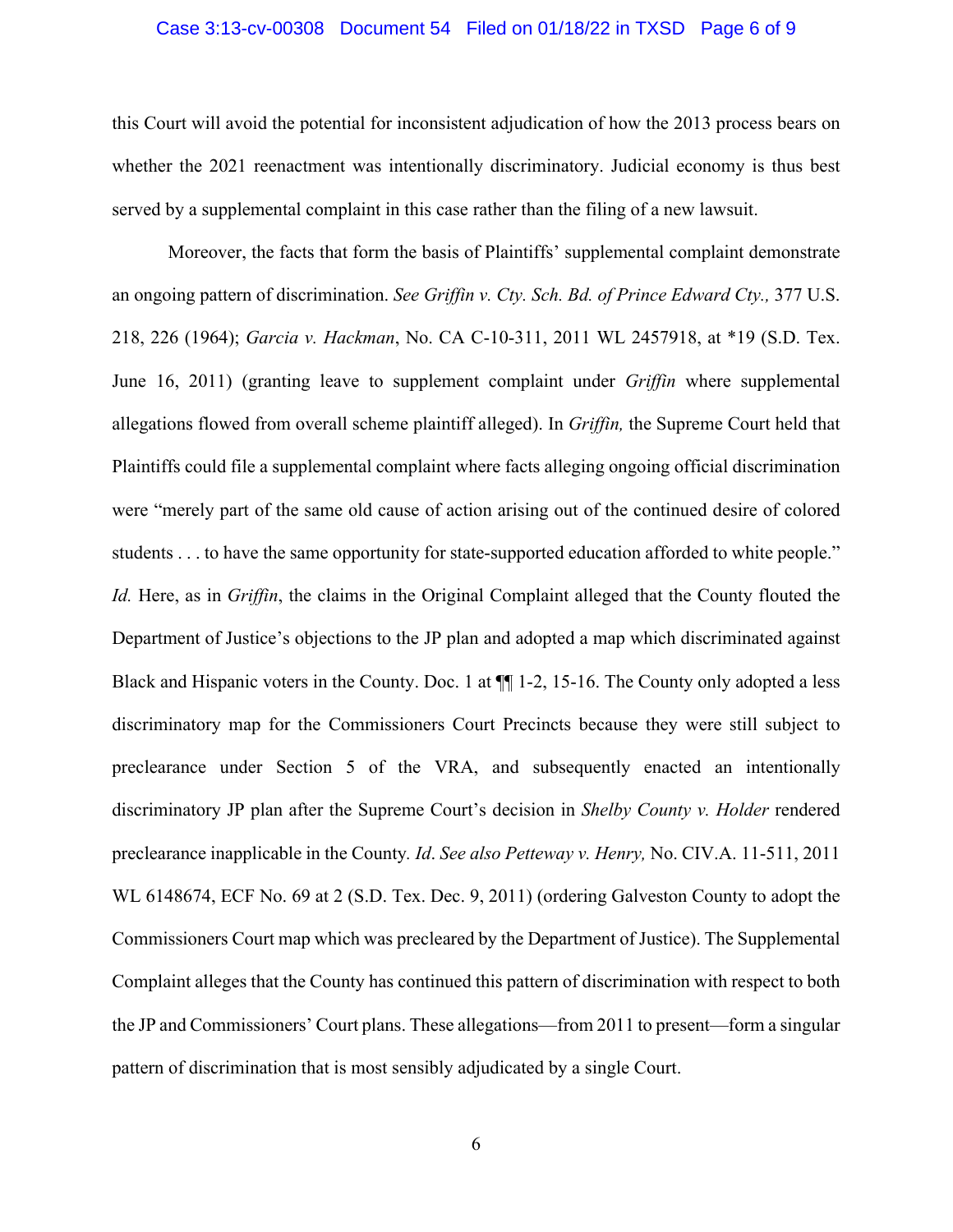this Court will avoid the potential for inconsistent adjudication of how the 2013 process bears on whether the 2021 reenactment was intentionally discriminatory. Judicial economy is thus best served by a supplemental complaint in this case rather than the filing of a new lawsuit.

Moreover, the facts that form the basis of Plaintiffs' supplemental complaint demonstrate an ongoing pattern of discrimination. *See Griffin v. Cty. Sch. Bd. of Prince Edward Cty.,* 377 U.S. 218, 226 (1964); *Garcia v. Hackman*, No. CA C-10-311, 2011 WL 2457918, at *19 (S.D. Tex. June 16, 2011) (granting leave to supplement complaint under *Griffin* where supplemental allegations flowed from overall scheme plaintiff alleged). In *Griffin,* the Supreme Court held that Plaintiffs could file a supplemental complaint where facts alleging ongoing official discrimination were "merely part of the same old cause of action arising out of the continued desire of colored students . . . to have the same opportunity for state-supported education afforded to white people." *Id.* Here, as in *Griffin*, the claims in the Original Complaint alleged that the County flouted the Department of Justice's objections to the JP plan and adopted a map which discriminated against Black and Hispanic voters in the County. Doc. 1 at ¶¶ 1-2, 15-16. The County only adopted a less discriminatory map for the Commissioners Court Precincts because they were still subject to preclearance under Section 5 of the VRA, and subsequently enacted an intentionally discriminatory JP plan after the Supreme Court's decision in *Shelby County v. Holder* rendered preclearance inapplicable in the County*. Id*. *See also Petteway v. Henry,* No. CIV.A. 11-511, 2011 WL 6148674, ECF No. 69 at 2 (S.D. Tex. Dec. 9, 2011) (ordering Galveston County to adopt the Commissioners Court map which was precleared by the Department of Justice). The Supplemental Complaint alleges that the County has continued this pattern of discrimination with respect to both the JP and Commissioners' Court plans. These allegations—from 2011 to present—form a singular pattern of discrimination that is most sensibly adjudicated by a single Court.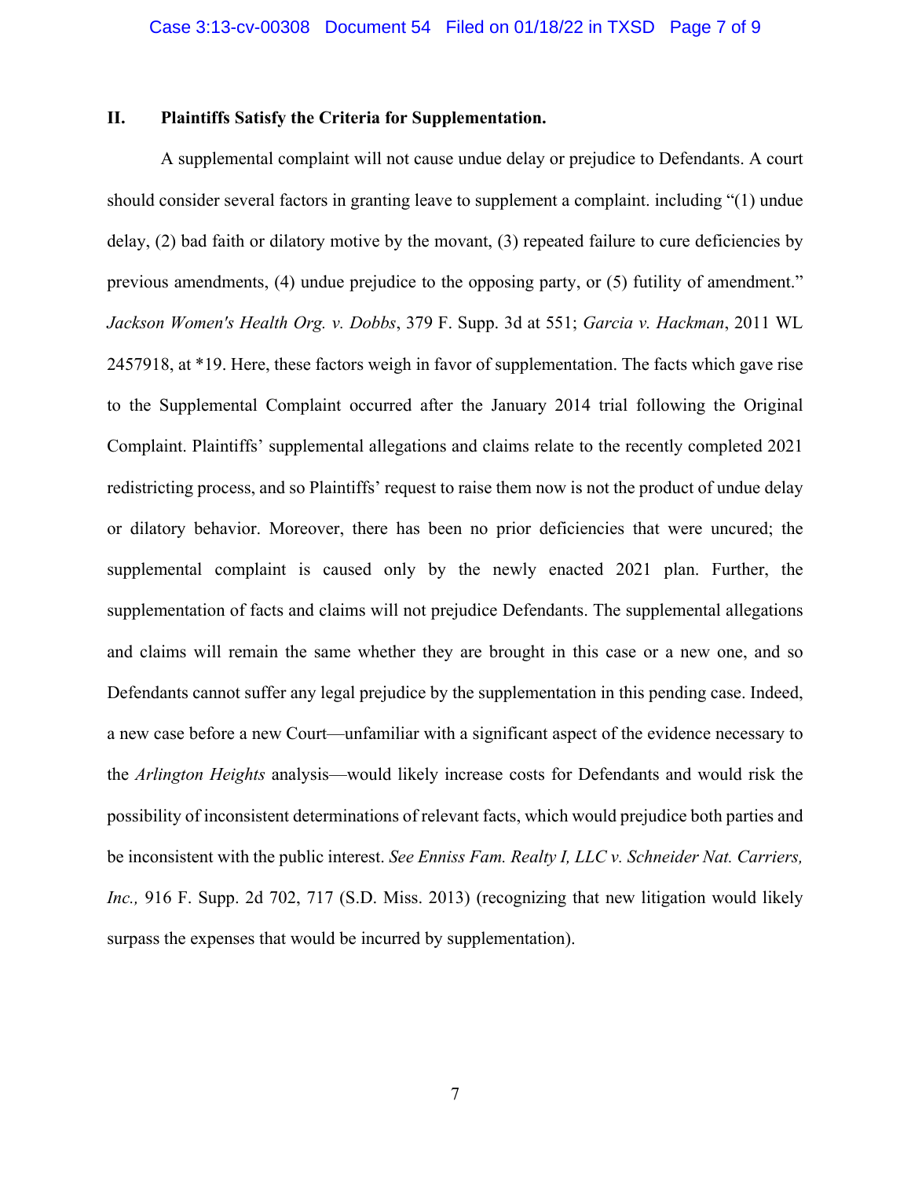## II. Plaintiffs Satisfy the Criteria for Supplementation.

A supplemental complaint will not cause undue delay or prejudice to Defendants. A court should consider several factors in granting leave to supplement a complaint. including "(1) undue delay, (2) bad faith or dilatory motive by the movant, (3) repeated failure to cure deficiencies by previous amendments, (4) undue prejudice to the opposing party, or (5) futility of amendment." *Jackson Women's Health Org. v. Dobbs*, 379 F. Supp. 3d at 551; *Garcia v. Hackman*, 2011 WL 2457918, at *19. Here, these factors weigh in favor of supplementation. The facts which gave rise to the Supplemental Complaint occurred after the January 2014 trial following the Original Complaint. Plaintiffs' supplemental allegations and claims relate to the recently completed 2021 redistricting process, and so Plaintiffs' request to raise them now is not the product of undue delay or dilatory behavior. Moreover, there has been no prior deficiencies that were uncured; the supplemental complaint is caused only by the newly enacted 2021 plan. Further, the supplementation of facts and claims will not prejudice Defendants. The supplemental allegations and claims will remain the same whether they are brought in this case or a new one, and so Defendants cannot suffer any legal prejudice by the supplementation in this pending case. Indeed, a new case before a new Court—unfamiliar with a significant aspect of the evidence necessary to the *Arlington Heights* analysis—would likely increase costs for Defendants and would risk the possibility of inconsistent determinations of relevant facts, which would prejudice both parties and be inconsistent with the public interest. *See Enniss Fam. Realty I, LLC v. Schneider Nat. Carriers, Inc.,* 916 F. Supp. 2d 702, 717 (S.D. Miss. 2013) (recognizing that new litigation would likely surpass the expenses that would be incurred by supplementation).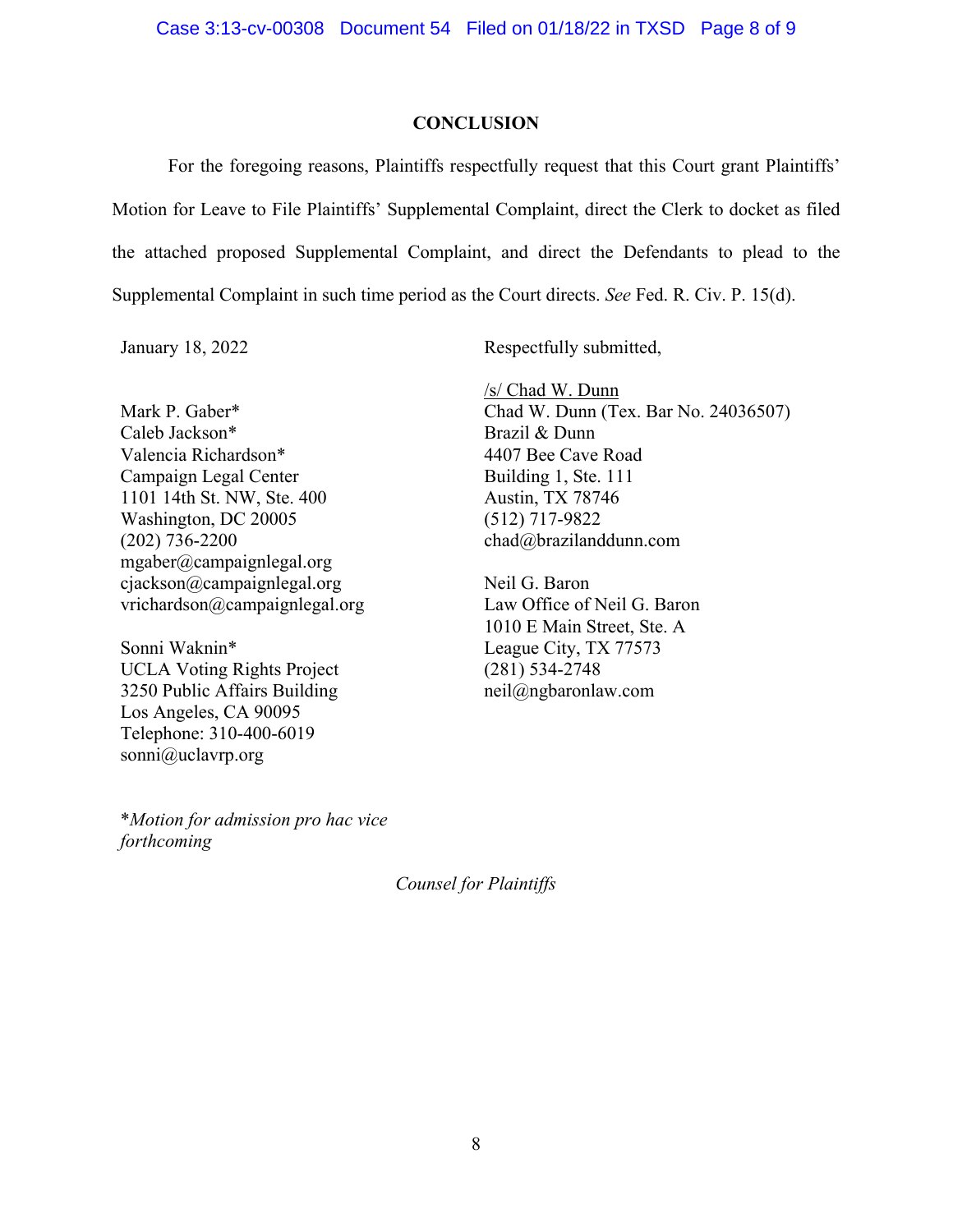## CONCLUSION

For the foregoing reasons, Plaintiffs respectfully request that this Court grant Plaintiffs' Motion for Leave to File Plaintiffs' Supplemental Complaint, direct the Clerk to docket as filed the attached proposed Supplemental Complaint, and direct the Defendants to plead to the Supplemental Complaint in such time period as the Court directs. *See* Fed. R. Civ. P. 15(d).

January 18, 2022

Respectfully submitted,

/s/ Chad W. Dunn
Chad W. Dunn (Tex. Bar No. 24036507)
Brazil & Dunn
4407 Bee Cave Road
Building 1, Ste. 111
Austin, TX 78746
(512) 717-9822
chad@brazilanddunn.com

Neil G. Baron
Law Office of Neil G. Baron
1010 E Main Street, Ste. A
League City, TX 77573
(281) 534-2748
neil@ngbaronlaw.com

Mark P. Gaber*
Caleb Jackson*
Valencia Richardson*
Campaign Legal Center
1101 14th St. NW, Ste. 400
Washington, DC 20005
(202) 736-2200
mgaber@campaignlegal.org
cjackson@campaignlegal.org
vrichardson@campaignlegal.org

Sonni Waknin*
UCLA Voting Rights Project
3250 Public Affairs Building
Los Angeles, CA 90095
Telephone: 310-400-6019
sonni@uclavrp.org

**Motion for admission pro hac vice forthcoming*

*Counsel for Plaintiffs*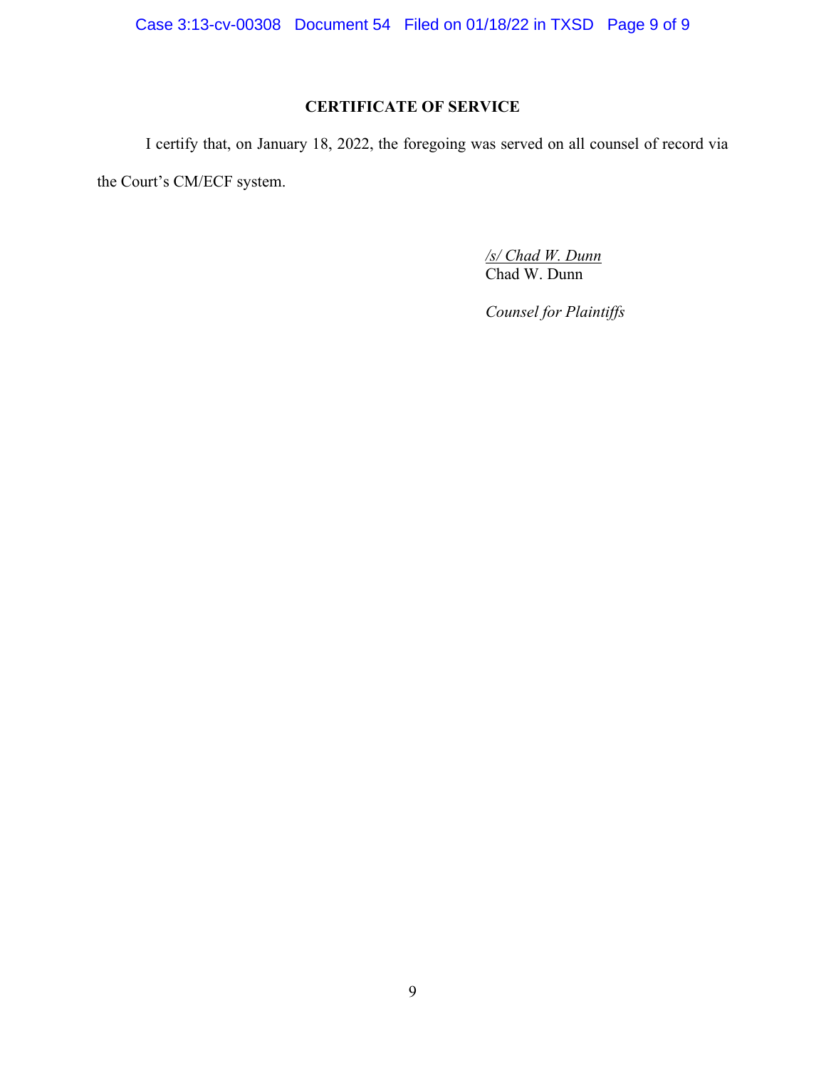## CERTIFICATE OF SERVICE

I certify that, on January 18, 2022, the foregoing was served on all counsel of record via the Court's CM/ECF system.

/s/ Chad W. Dunn
Chad W. Dunn

*Counsel for Plaintiffs*